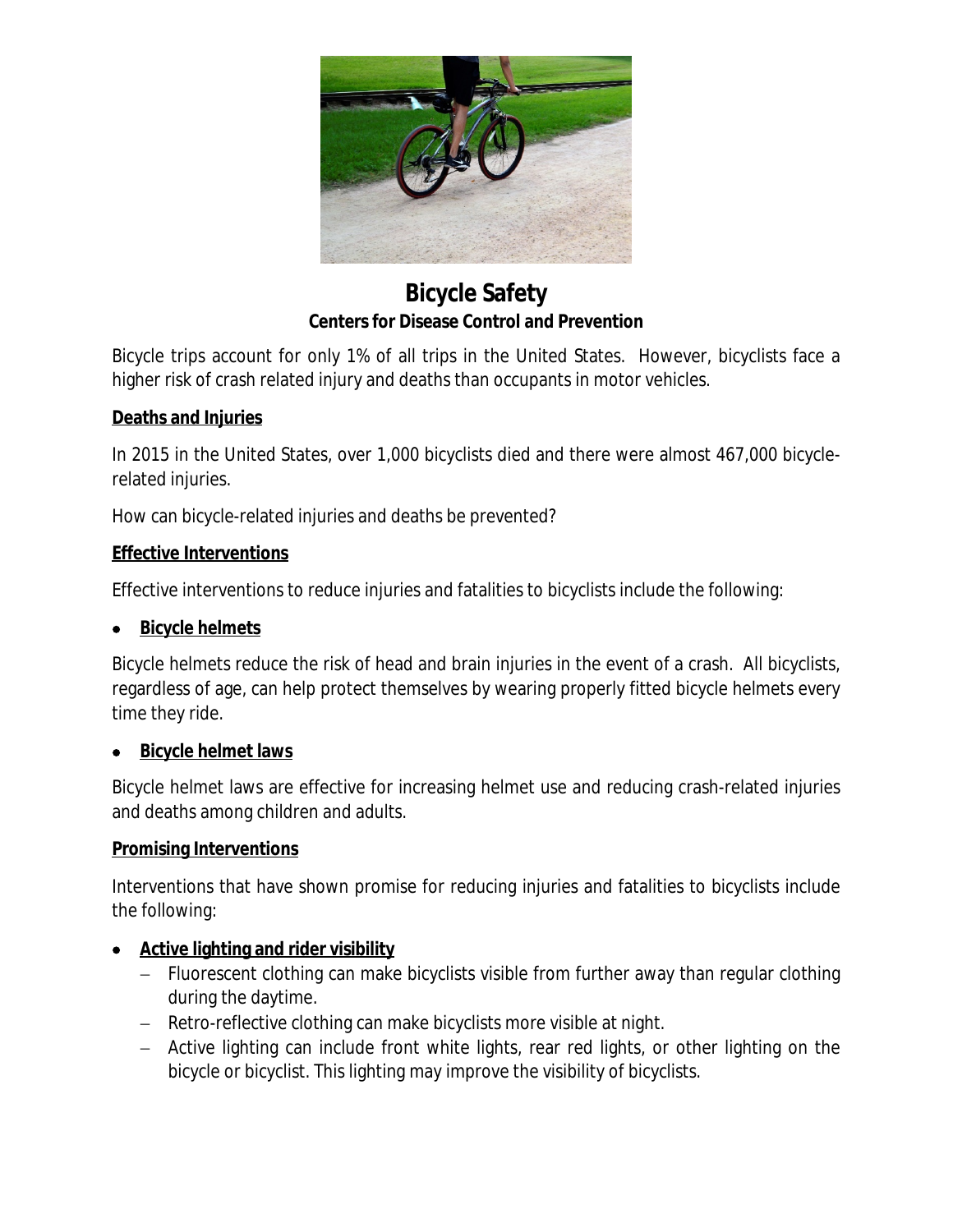# Bicycle Safety

**Centers for Disease Control and Prevention**

Bicycle trips account for only 1% of all trips in the United States. However, bicyclists face a higher risk of crash related injury and deaths than occupants in motor vehicles.

## Deaths and Injuries

In 2015 in the United States, over 1,000 bicyclists died and there were almost 467,000 bicycle-related injuries.

How can bicycle-related injuries and deaths be prevented?

## Effective Interventions

Effective interventions to reduce injuries and fatalities to bicyclists include the following:

- **Bicycle helmets**

Bicycle helmets reduce the risk of head and brain injuries in the event of a crash. All bicyclists, regardless of age, can help protect themselves by wearing properly fitted bicycle helmets every time they ride.

- **Bicycle helmet laws**

Bicycle helmet laws are effective for increasing helmet use and reducing crash-related injuries and deaths among children and adults.

## Promising Interventions

Interventions that have shown promise for reducing injuries and fatalities to bicyclists include the following:

- **Active lighting and rider visibility**
  - Fluorescent clothing can make bicyclists visible from further away than regular clothing during the daytime.
  - Retro-reflective clothing can make bicyclists more visible at night.
  - Active lighting can include front white lights, rear red lights, or other lighting on the bicycle or bicyclist. This lighting may improve the visibility of bicyclists.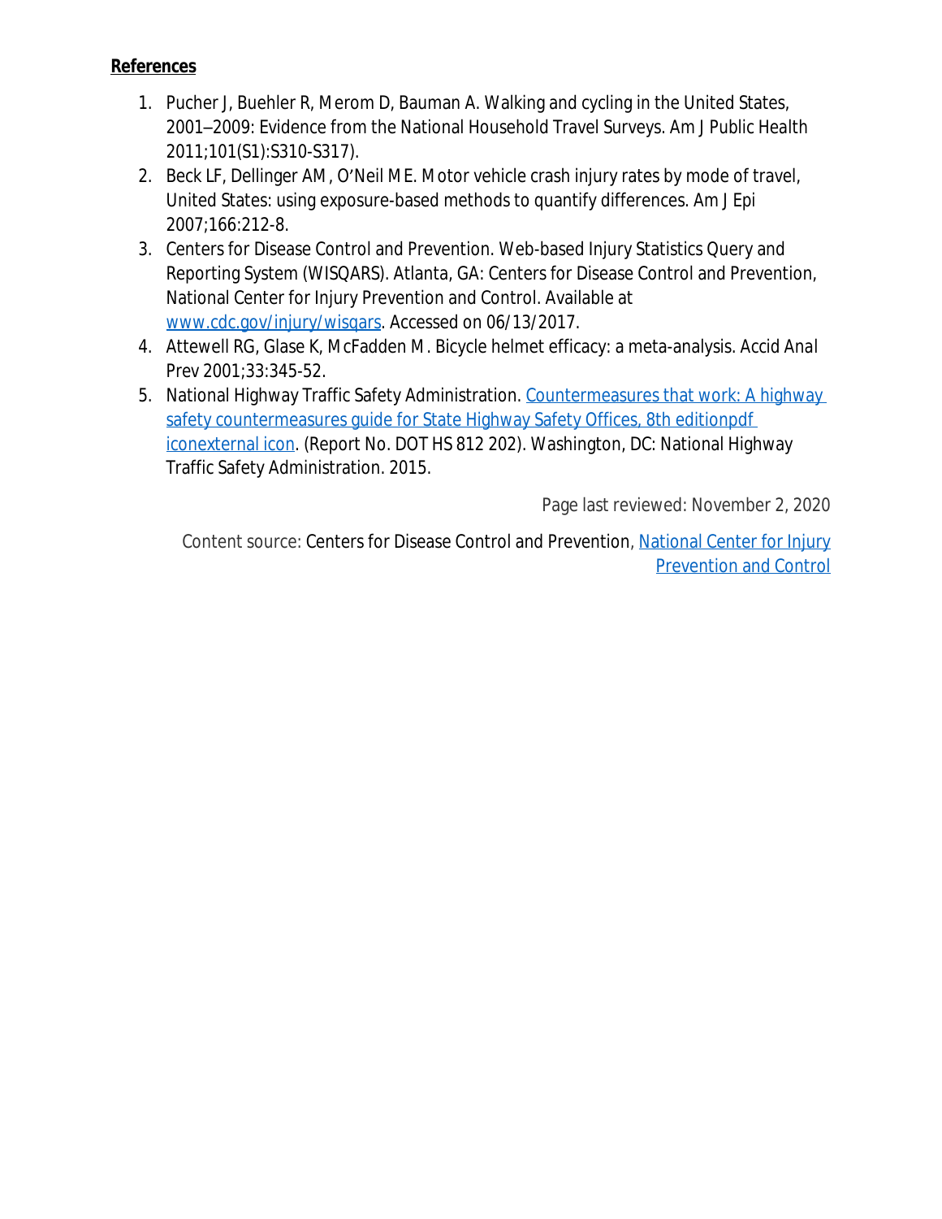**References**

1. Pucher J, Buehler R, Merom D, Bauman A. Walking and cycling in the United States, 2001–2009: Evidence from the National Household Travel Surveys. Am J Public Health 2011;101(S1):S310-S317).
2. Beck LF, Dellinger AM, O'Neil ME. Motor vehicle crash injury rates by mode of travel, United States: using exposure-based methods to quantify differences. Am J Epi 2007;166:212-8.
3. Centers for Disease Control and Prevention. Web-based Injury Statistics Query and Reporting System (WISQARS). Atlanta, GA: Centers for Disease Control and Prevention, National Center for Injury Prevention and Control. Available at www.cdc.gov/injury/wisqars. Accessed on 06/13/2017.
4. Attewell RG, Glase K, McFadden M. Bicycle helmet efficacy: a meta-analysis. Accid Anal Prev 2001;33:345-52.
5. National Highway Traffic Safety Administration. Countermeasures that work: A highway safety countermeasures guide for State Highway Safety Offices, 8th editionpdf iconexternal icon. (Report No. DOT HS 812 202). Washington, DC: National Highway Traffic Safety Administration. 2015.

Page last reviewed: November 2, 2020

Content source: Centers for Disease Control and Prevention, National Center for Injury Prevention and Control